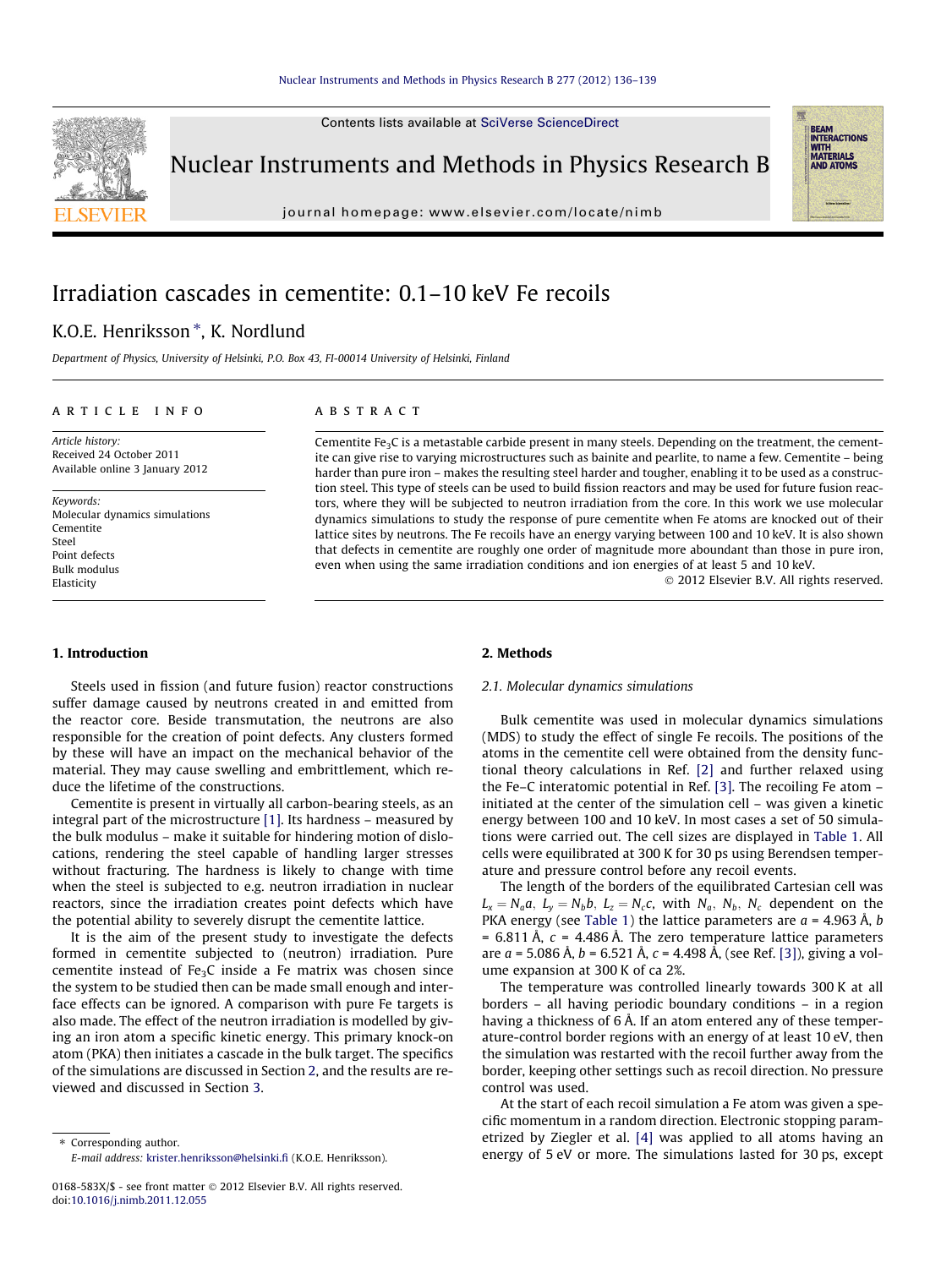# Irradiation cascades in cementite: 0.1–10 keV Fe recoils

K.O.E. Henriksson *, K. Nordlund

*Department of Physics, University of Helsinki, P.O. Box 43, FI-00014 University of Helsinki, Finland*

## ARTICLE INFO

*Article history:*
Received 24 October 2011
Available online 3 January 2012

*Keywords:*
Molecular dynamics simulations
Cementite
Steel
Point defects
Bulk modulus
Elasticity

## ABSTRACT

Cementite $Fe_3C$ is a metastable carbide present in many steels. Depending on the treatment, the cementite can give rise to varying microstructures such as bainite and pearlite, to name a few. Cementite – being harder than pure iron – makes the resulting steel harder and tougher, enabling it to be used as a construction steel. This type of steels can be used to build fission reactors and may be used for future fusion reactors, where they will be subjected to neutron irradiation from the core. In this work we use molecular dynamics simulations to study the response of pure cementite when Fe atoms are knocked out of their lattice sites by neutrons. The Fe recoils have an energy varying between 100 and 10 keV. It is also shown that defects in cementite are roughly one order of magnitude more abundant than those in pure iron, even when using the same irradiation conditions and ion energies of at least 5 and 10 keV.

© 2012 Elsevier B.V. All rights reserved.

## 1. Introduction

Steels used in fission (and future fusion) reactor constructions suffer damage caused by neutrons created in and emitted from the reactor core. Beside transmutation, the neutrons are also responsible for the creation of point defects. Any clusters formed by these will have an impact on the mechanical behavior of the material. They may cause swelling and embrittlement, which reduce the lifetime of the constructions.

Cementite is present in virtually all carbon-bearing steels, as an integral part of the microstructure [1]. Its hardness – measured by the bulk modulus – make it suitable for hindering motion of dislocations, rendering the steel capable of handling larger stresses without fracturing. The hardness is likely to change with time when the steel is subjected to e.g. neutron irradiation in nuclear reactors, since the irradiation creates point defects which have the potential ability to severely disrupt the cementite lattice.

It is the aim of the present study to investigate the defects formed in cementite subjected to (neutron) irradiation. Pure cementite instead of $Fe_3C$ inside a Fe matrix was chosen since the system to be studied then can be made small enough and interface effects can be ignored. A comparison with pure Fe targets is also made. The effect of the neutron irradiation is modelled by giving an iron atom a specific kinetic energy. This primary knock-on atom (PKA) then initiates a cascade in the bulk target. The specifics of the simulations are discussed in Section 2, and the results are reviewed and discussed in Section 3.

## 2. Methods

### 2.1. Molecular dynamics simulations

Bulk cementite was used in molecular dynamics simulations (MDS) to study the effect of single Fe recoils. The positions of the atoms in the cementite cell were obtained from the density functional theory calculations in Ref. [2] and further relaxed using the Fe–C interatomic potential in Ref. [3]. The recoiling Fe atom – initiated at the center of the simulation cell – was given a kinetic energy between 100 and 10 keV. In most cases a set of 50 simulations were carried out. The cell sizes are displayed in Table 1. All cells were equilibrated at 300 K for 30 ps using Berendsen temperature and pressure control before any recoil events.

The length of the borders of the equilibrated Cartesian cell was $L_x = N_a a,\ L_y = N_b b,\ L_z = N_c c$, with $N_a,\ N_b,\ N_c$ dependent on the PKA energy (see Table 1) the lattice parameters are $a$ = 4.963 Å, $b$ = 6.811 Å, $c$ = 4.486 Å. The zero temperature lattice parameters are $a$ = 5.086 Å, $b$ = 6.521 Å, $c$ = 4.498 Å, (see Ref. [3]), giving a volume expansion at 300 K of ca 2%.

The temperature was controlled linearly towards 300 K at all borders – all having periodic boundary conditions – in a region having a thickness of 6 Å. If an atom entered any of these temperature-control border regions with an energy of at least 10 eV, then the simulation was restarted with the recoil further away from the border, keeping other settings such as recoil direction. No pressure control was used.

At the start of each recoil simulation a Fe atom was given a specific momentum in a random direction. Electronic stopping parametrized by Ziegler et al. [4] was applied to all atoms having an energy of 5 eV or more. The simulations lasted for 30 ps, except

* Corresponding author.
E-mail address: krister.henriksson@helsinki.fi (K.O.E. Henriksson).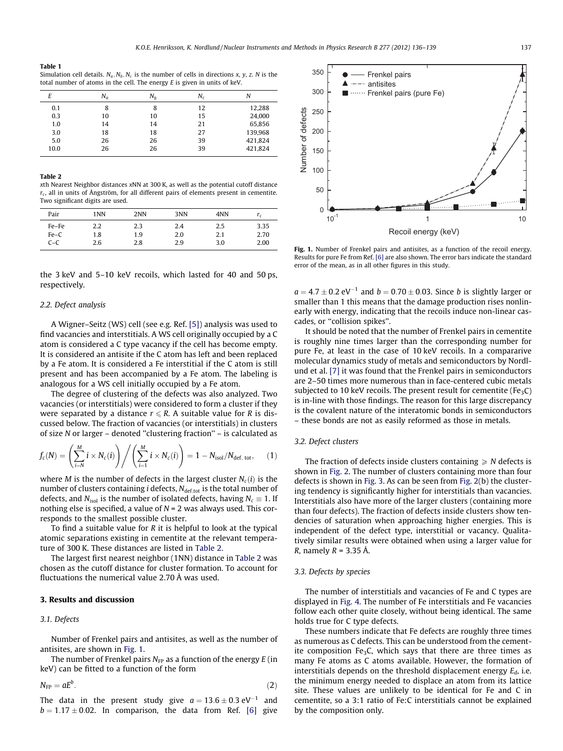**Table 1**
Simulation cell details. $N_a, N_b, N_c$ is the number of cells in directions *x*, *y*, *z*. *N* is the total number of atoms in the cell. The energy *E* is given in units of keV.

| $E$ | $N_a$ | $N_b$ | $N_c$ | $N$ |
|---|---|---|---|---|
| 0.1 | 8 | 8 | 12 | 12,288 |
| 0.3 | 10 | 10 | 15 | 24,000 |
| 1.0 | 14 | 14 | 21 | 65,856 |
| 3.0 | 18 | 18 | 27 | 139,968 |
| 5.0 | 26 | 26 | 39 | 421,824 |
| 10.0 | 26 | 26 | 39 | 421,824 |

**Table 2**
*x*th Nearest Neighbor distances *x*NN at 300 K, as well as the potential cutoff distance $r_c$, all in units of Ångström, for all different pairs of elements present in cementite. Two significant digits are used.

| Pair | 1NN | 2NN | 3NN | 4NN | $r_c$ |
|---|---|---|---|---|---|
| Fe–Fe | 2.2 | 2.3 | 2.4 | 2.5 | 3.35 |
| Fe–C | 1.8 | 1.9 | 2.0 | 2.1 | 2.70 |
| C–C | 2.6 | 2.8 | 2.9 | 3.0 | 2.00 |

the 3 keV and 5–10 keV recoils, which lasted for 40 and 50 ps, respectively.

### 2.2. Defect analysis

A Wigner–Seitz (WS) cell (see e.g. Ref. [5]) analysis was used to find vacancies and interstitials. A WS cell originally occupied by a C atom is considered a C type vacancy if the cell has become empty. It is considered an antisite if the C atom has left and been replaced by a Fe atom. It is considered a Fe interstitial if the C atom is still present and has been accompanied by a Fe atom. The labeling is analogous for a WS cell initially occupied by a Fe atom.

The degree of clustering of the defects was also analyzed. Two vacancies (or interstitials) were considered to form a cluster if they were separated by a distance $r \leqslant R$. A suitable value for $R$ is discussed below. The fraction of vacancies (or interstitials) in clusters of size $N$ or larger – denoted "clustering fraction" – is calculated as

$$f_c(N) = \left(\sum_{i=N}^{M} i \times N_c(i)\right) \Bigg/ \left(\sum_{i=1}^{M} i \times N_c(i)\right) = 1 - N_{\text{isol}}/N_{\text{def, tot}}, \quad (1)$$

where $M$ is the number of defects in the largest cluster $N_c(i)$ is the number of clusters containing $i$ defects, $N_{\text{def,tot}}$ is the total number of defects, and $N_{\text{isol}}$ is the number of isolated defects, having $N_c \equiv 1$. If nothing else is specified, a value of $N = 2$ was always used. This corresponds to the smallest possible cluster.

To find a suitable value for $R$ it is helpful to look at the typical atomic separations existing in cementite at the relevant temperature of 300 K. These distances are listed in Table 2.

The largest first nearest neighbor (1NN) distance in Table 2 was chosen as the cutoff distance for cluster formation. To account for fluctuations the numerical value 2.70 Å was used.

## 3. Results and discussion

### 3.1. Defects

Number of Frenkel pairs and antisites, as well as the number of antisites, are shown in Fig. 1.

The number of Frenkel pairs $N_{\text{FP}}$ as a function of the energy $E$ (in keV) can be fitted to a function of the form

$$N_{\text{FP}} = aE^b. \quad (2)$$

The data in the present study give $a = 13.6 \pm 0.3\ \text{eV}^{-1}$ and $b = 1.17 \pm 0.02$. In comparison, the data from Ref. [6] give

Fig. 1. Number of Frenkel pairs and antisites, as a function of the recoil energy. Results for pure Fe from Ref. [6] are also shown. The error bars indicate the standard error of the mean, as in all other figures in this study.

$a = 4.7 \pm 0.2\ \text{eV}^{-1}$ and $b = 0.70 \pm 0.03$. Since $b$ is slightly larger or smaller than 1 this means that the damage production rises nonlinearly with energy, indicating that the recoils induce non-linear cascades, or "collision spikes".

It should be noted that the number of Frenkel pairs in cementite is roughly nine times larger than the corresponding number for pure Fe, at least in the case of 10 keV recoils. In a compararive molecular dynamics study of metals and semiconductors by Nordlund et al. [7] it was found that the Frenkel pairs in semiconductors are 2–50 times more numerous than in face-centered cubic metals subjected to 10 keV recoils. The present result for cementite ($Fe_3C$) is in-line with those findings. The reason for this large discrepancy is the covalent nature of the interatomic bonds in semiconductors – these bonds are not as easily reformed as those in metals.

### 3.2. Defect clusters

The fraction of defects inside clusters containing $\geqslant N$ defects is shown in Fig. 2. The number of clusters containing more than four defects is shown in Fig. 3. As can be seen from Fig. 2(b) the clustering tendency is significantly higher for interstitials than vacancies. Interstitials also have more of the larger clusters (containing more than four defects). The fraction of defects inside clusters show tendencies of saturation when approaching higher energies. This is independent of the defect type, interstitial or vacancy. Qualitatively similar results were obtained when using a larger value for $R$, namely $R$ = 3.35 Å.

### 3.3. Defects by species

The number of interstitials and vacancies of Fe and C types are displayed in Fig. 4. The number of Fe interstitials and Fe vacancies follow each other quite closely, without being identical. The same holds true for C type defects.

These numbers indicate that Fe defects are roughly three times as numerous as C defects. This can be understood from the cementite composition $Fe_3C$, which says that there are three times as many Fe atoms as C atoms available. However, the formation of interstitials depends on the threshold displacement energy $E_d$, i.e. the minimum energy needed to displace an atom from its lattice site. These values are unlikely to be identical for Fe and C in cementite, so a 3:1 ratio of Fe:C interstitials cannot be explained by the composition only.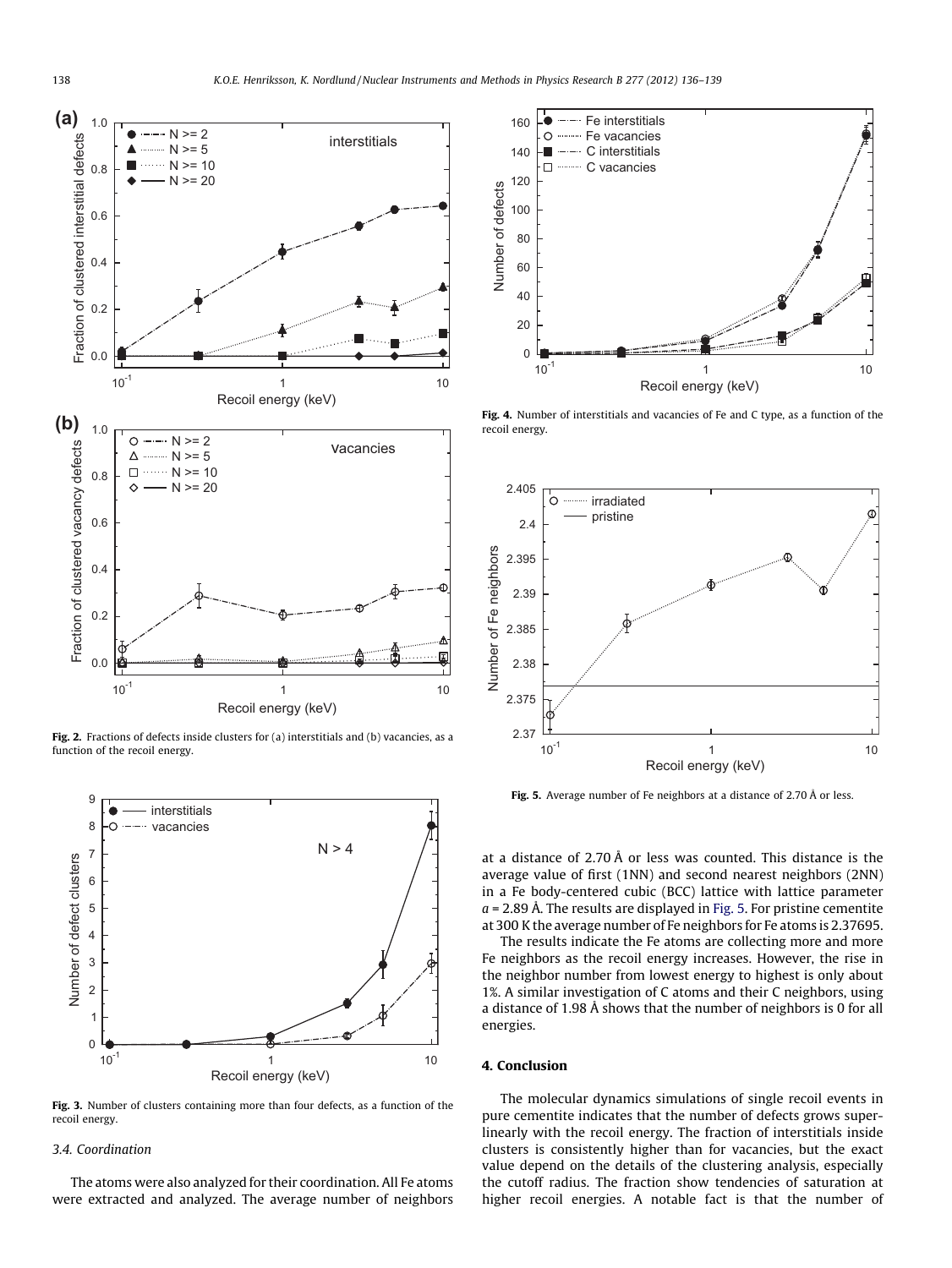Fig. 2. Fractions of defects inside clusters for (a) interstitials and (b) vacancies, as a function of the recoil energy.

Fig. 3. Number of clusters containing more than four defects, as a function of the recoil energy.

### 3.4. Coordination

The atoms were also analyzed for their coordination. All Fe atoms were extracted and analyzed. The average number of neighbors at a distance of 2.70 Å or less was counted. This distance is the average value of first (1NN) and second nearest neighbors (2NN) in a Fe body-centered cubic (BCC) lattice with lattice parameter $a = 2.89$ Å. The results are displayed in Fig. 5. For pristine cementite at 300 K the average number of Fe neighbors for Fe atoms is 2.37695.

The results indicate the Fe atoms are collecting more and more Fe neighbors as the recoil energy increases. However, the rise in the neighbor number from lowest energy to highest is only about 1%. A similar investigation of C atoms and their C neighbors, using a distance of 1.98 Å shows that the number of neighbors is 0 for all energies.

Fig. 4. Number of interstitials and vacancies of Fe and C type, as a function of the recoil energy.

Fig. 5. Average number of Fe neighbors at a distance of 2.70 Å or less.

## 4. Conclusion

The molecular dynamics simulations of single recoil events in pure cementite indicates that the number of defects grows super-linearly with the recoil energy. The fraction of interstitials inside clusters is consistently higher than for vacancies, but the exact value depend on the details of the clustering analysis, especially the cutoff radius. The fraction show tendencies of saturation at higher recoil energies. A notable fact is that the number of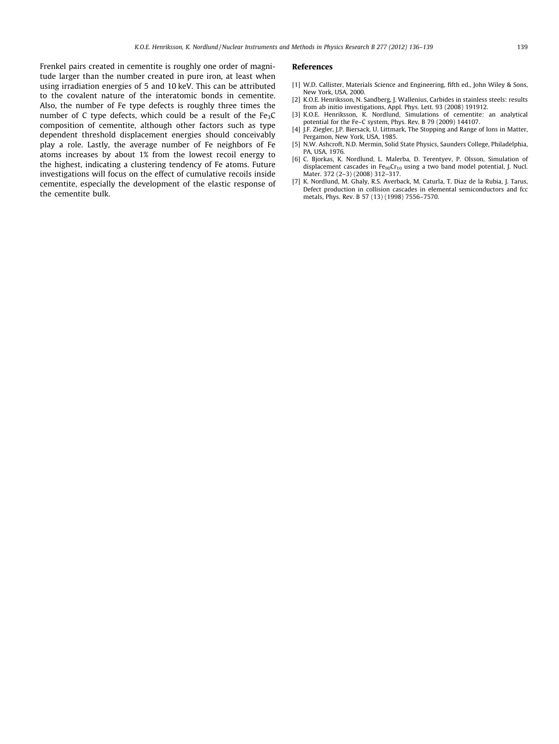Frenkel pairs created in cementite is roughly one order of magnitude larger than the number created in pure iron, at least when using irradiation energies of 5 and 10 keV. This can be attributed to the covalent nature of the interatomic bonds in cementite. Also, the number of Fe type defects is roughly three times the number of C type defects, which could be a result of the $Fe_3C$ composition of cementite, although other factors such as type dependent threshold displacement energies should conceivably play a role. Lastly, the average number of Fe neighbors of Fe atoms increases by about 1% from the lowest recoil energy to the highest, indicating a clustering tendency of Fe atoms. Future investigations will focus on the effect of cumulative recoils inside cementite, especially the development of the elastic response of the cementite bulk.

## References

[1] W.D. Callister, Materials Science and Engineering, fifth ed., John Wiley & Sons, New York, USA, 2000.

[2] K.O.E. Henriksson, N. Sandberg, J. Wallenius, Carbides in stainless steels: results from ab initio investigations, Appl. Phys. Lett. 93 (2008) 191912.

[3] K.O.E. Henriksson, K. Nordlund, Simulations of cementite: an analytical potential for the Fe–C system, Phys. Rev. B 79 (2009) 144107.

[4] J.F. Ziegler, J.P. Biersack, U. Littmark, The Stopping and Range of Ions in Matter, Pergamon, New York, USA, 1985.

[5] N.W. Ashcroft, N.D. Mermin, Solid State Physics, Saunders College, Philadelphia, PA, USA, 1976.

[6] C. Bjorkas, K. Nordlund, L. Malerba, D. Terentyev, P. Olsson, Simulation of displacement cascades in $Fe_{90}Cr_{10}$ using a two band model potential, J. Nucl. Mater. 372 (2–3) (2008) 312–317.

[7] K. Nordlund, M. Ghaly, R.S. Averback, M. Caturla, T. Diaz de la Rubia, J. Tarus, Defect production in collision cascades in elemental semiconductors and fcc metals, Phys. Rev. B 57 (13) (1998) 7556–7570.